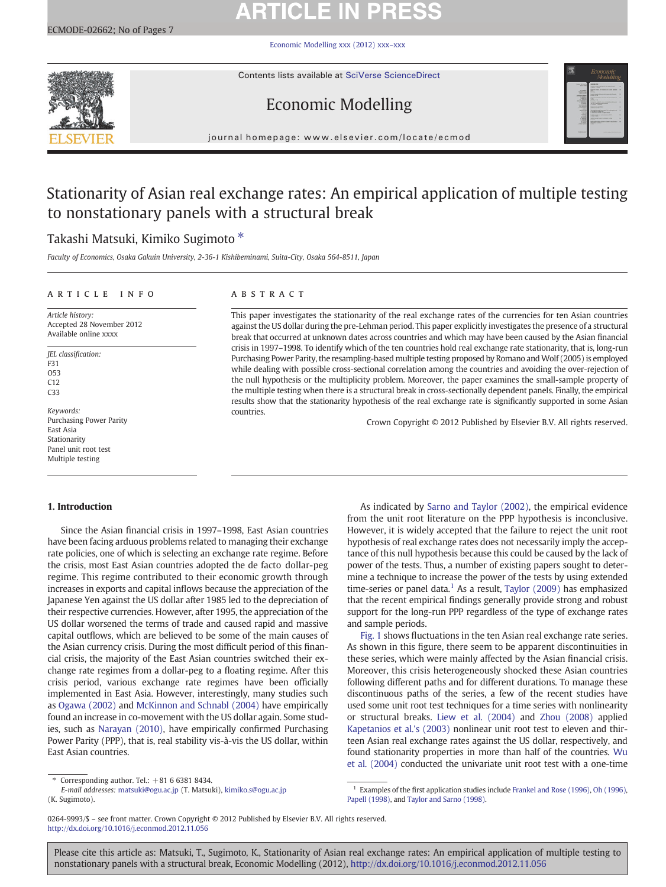# Stationarity of Asian real exchange rates: An empirical application of multiple testing to nonstationary panels with a structural break

Takashi Matsuki, Kimiko Sugimoto *

*Faculty of Economics, Osaka Gakuin University, 2-36-1 Kishibeminami, Suita-City, Osaka 564-8511, Japan*

## ARTICLE INFO

*Article history:*
Accepted 28 November 2012
Available online xxxx

*JEL classification:*
F31
O53
C12
C33

*Keywords:*
Purchasing Power Parity
East Asia
Stationarity
Panel unit root test
Multiple testing

## ABSTRACT

This paper investigates the stationarity of the real exchange rates of the currencies for ten Asian countries against the US dollar during the pre-Lehman period. This paper explicitly investigates the presence of a structural break that occurred at unknown dates across countries and which may have been caused by the Asian financial crisis in 1997–1998. To identify which of the ten countries hold real exchange rate stationarity, that is, long-run Purchasing Power Parity, the resampling-based multiple testing proposed by Romano and Wolf (2005) is employed while dealing with possible cross-sectional correlation among the countries and avoiding the over-rejection of the null hypothesis or the multiplicity problem. Moreover, the paper examines the small-sample property of the multiple testing when there is a structural break in cross-sectionally dependent panels. Finally, the empirical results show that the stationarity hypothesis of the real exchange rate is significantly supported in some Asian countries.

Crown Copyright © 2012 Published by Elsevier B.V. All rights reserved.

## 1. Introduction

Since the Asian financial crisis in 1997–1998, East Asian countries have been facing arduous problems related to managing their exchange rate policies, one of which is selecting an exchange rate regime. Before the crisis, most East Asian countries adopted the de facto dollar-peg regime. This regime contributed to their economic growth through increases in exports and capital inflows because the appreciation of the Japanese Yen against the US dollar after 1985 led to the depreciation of their respective currencies. However, after 1995, the appreciation of the US dollar worsened the terms of trade and caused rapid and massive capital outflows, which are believed to be some of the main causes of the Asian currency crisis. During the most difficult period of this financial crisis, the majority of the East Asian countries switched their exchange rate regimes from a dollar-peg to a floating regime. After this crisis period, various exchange rate regimes have been officially implemented in East Asia. However, interestingly, many studies such as Ogawa (2002) and McKinnon and Schnabl (2004) have empirically found an increase in co-movement with the US dollar again. Some studies, such as Narayan (2010), have empirically confirmed Purchasing Power Parity (PPP), that is, real stability vis-à-vis the US dollar, within East Asian countries.

As indicated by Sarno and Taylor (2002), the empirical evidence from the unit root literature on the PPP hypothesis is inconclusive. However, it is widely accepted that the failure to reject the unit root hypothesis of real exchange rates does not necessarily imply the acceptance of this null hypothesis because this could be caused by the lack of power of the tests. Thus, a number of existing papers sought to determine a technique to increase the power of the tests by using extended time-series or panel data.[1] As a result, Taylor (2009) has emphasized that the recent empirical findings generally provide strong and robust support for the long-run PPP regardless of the type of exchange rates and sample periods.

Fig. 1 shows fluctuations in the ten Asian real exchange rate series. As shown in this figure, there seem to be apparent discontinuities in these series, which were mainly affected by the Asian financial crisis. Moreover, this crisis heterogeneously shocked these Asian countries following different paths and for different durations. To manage these discontinuous paths of the series, a few of the recent studies have used some unit root test techniques for a time series with nonlinearity or structural breaks. Liew et al. (2004) and Zhou (2008) applied Kapetanios et al.'s (2003) nonlinear unit root test to eleven and thirteen Asian real exchange rates against the US dollar, respectively, and found stationarity properties in more than half of the countries. Wu et al. (2004) conducted the univariate unit root test with a one-time

---

\* Corresponding author. Tel.: +81 6 6381 8434.
*E-mail addresses:* matsuki@ogu.ac.jp (T. Matsuki), kimiko.s@ogu.ac.jp (K. Sugimoto).

[1] Examples of the first application studies include Frankel and Rose (1996), Oh (1996), Papell (1998), and Taylor and Sarno (1998).

0264-9993/$ – see front matter. Crown Copyright © 2012 Published by Elsevier B.V. All rights reserved.
http://dx.doi.org/10.1016/j.econmod.2012.11.056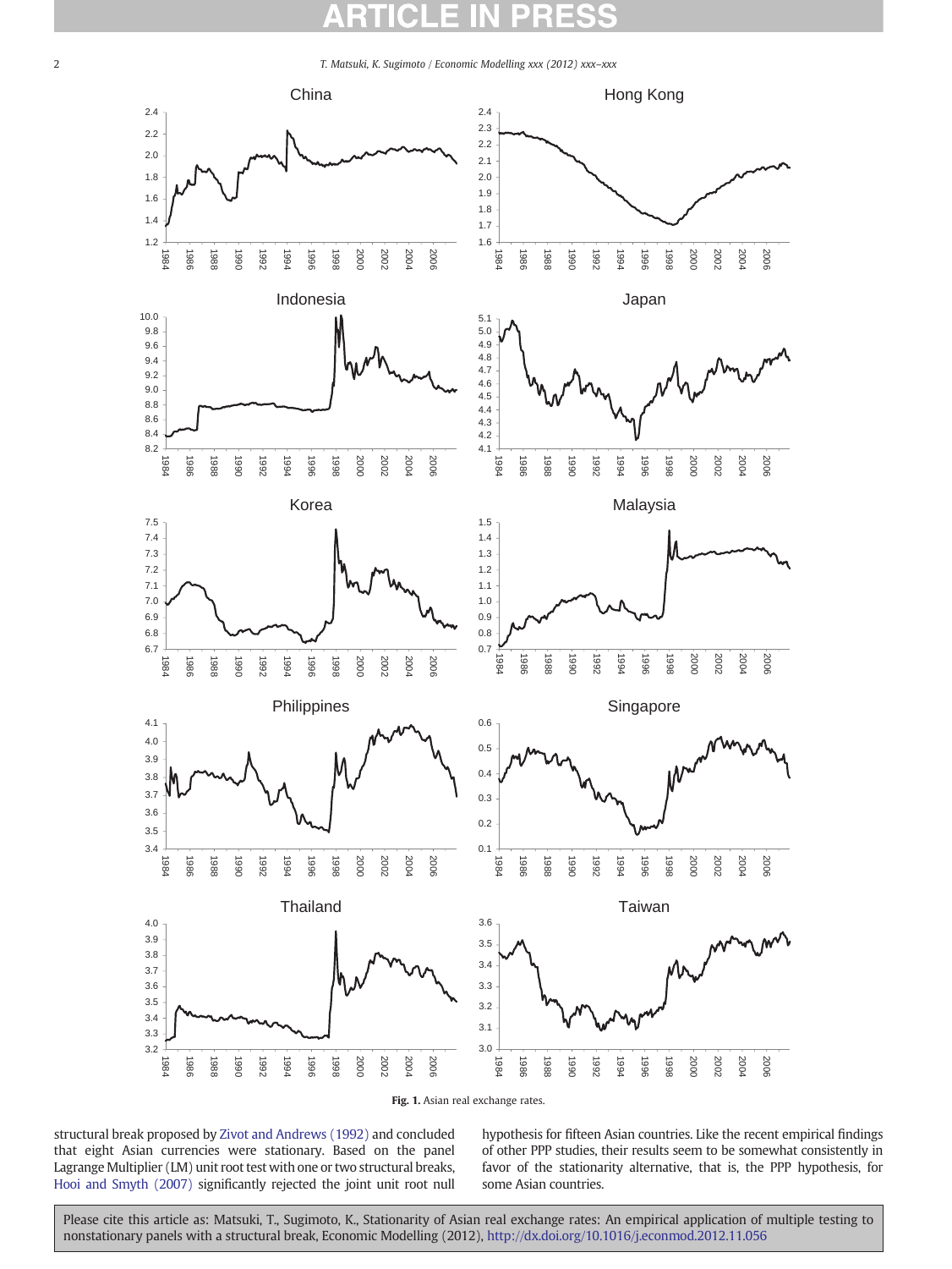Fig. 1. Asian real exchange rates.

structural break proposed by Zivot and Andrews (1992) and concluded that eight Asian currencies were stationary. Based on the panel Lagrange Multiplier (LM) unit root test with one or two structural breaks, Hooi and Smyth (2007) significantly rejected the joint unit root null hypothesis for fifteen Asian countries. Like the recent empirical findings of other PPP studies, their results seem to be somewhat consistently in favor of the stationarity alternative, that is, the PPP hypothesis, for some Asian countries.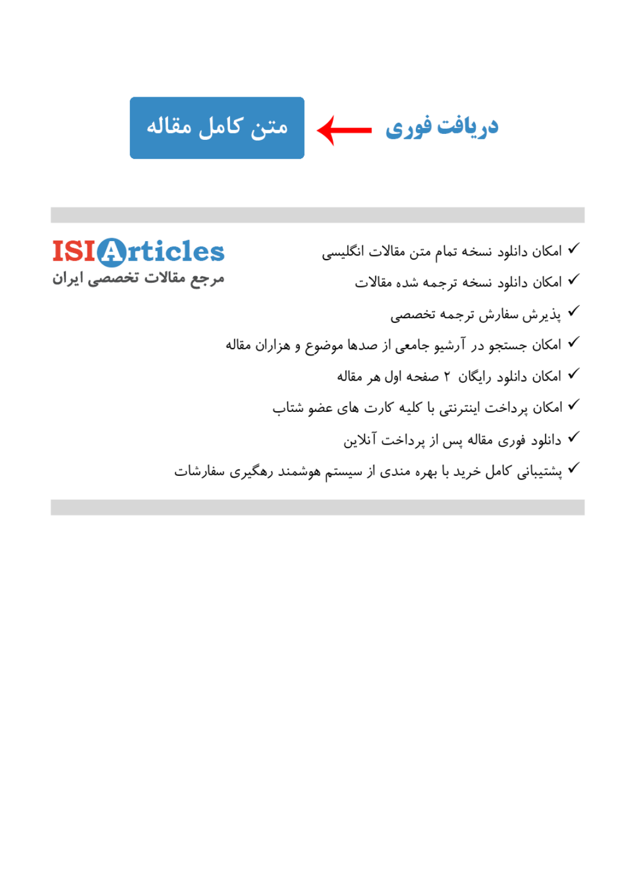دریافت فوری ← متن کامل مقاله

ISIArticles
مرجع مقالات تخصصی ایران

- ✓ امکان دانلود نسخه تمام متن مقالات انگلیسی
- ✓ امکان دانلود نسخه ترجمه شده مقالات
- ✓ پذیرش سفارش ترجمه تخصصی
- ✓ امکان جستجو در آرشیو جامعی از صدها موضوع و هزاران مقاله
- ✓ امکان دانلود رایگان ۲ صفحه اول هر مقاله
- ✓ امکان پرداخت اینترنتی با کلیه کارت های عضو شتاب
- ✓ دانلود فوری مقاله پس از پرداخت آنلاین
- ✓ پشتیبانی کامل خرید با بهره مندی از سیستم هوشمند رهگیری سفارشات